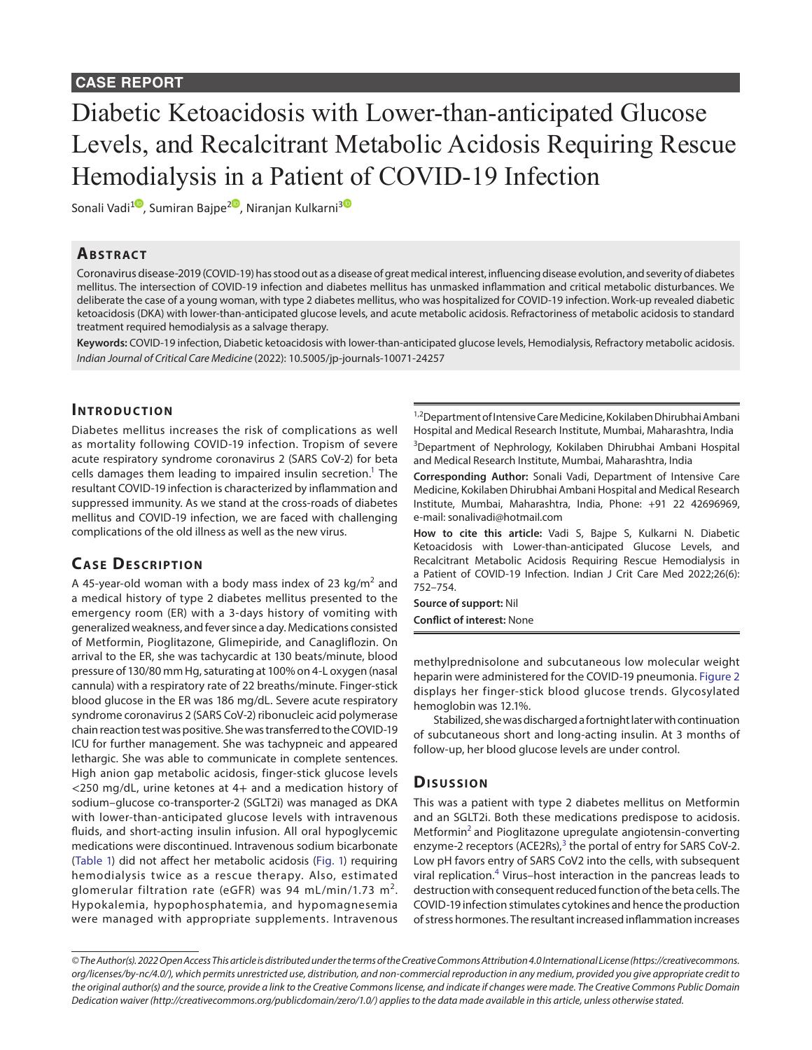CASE REPORT

# Diabetic Ketoacidosis with Lower-than-anticipated Glucose Levels, and Recalcitrant Metabolic Acidosis Requiring Rescue Hemodialysis in a Patient of COVID-19 Infection

Sonali Vadi[1], Sumiran Bajpe[2], Niranjan Kulkarni[3]

## Abstract

Coronavirus disease-2019 (COVID-19) has stood out as a disease of great medical interest, influencing disease evolution, and severity of diabetes mellitus. The intersection of COVID-19 infection and diabetes mellitus has unmasked inflammation and critical metabolic disturbances. We deliberate the case of a young woman, with type 2 diabetes mellitus, who was hospitalized for COVID-19 infection. Work-up revealed diabetic ketoacidosis (DKA) with lower-than-anticipated glucose levels, and acute metabolic acidosis. Refractoriness of metabolic acidosis to standard treatment required hemodialysis as a salvage therapy.

**Keywords:** COVID-19 infection, Diabetic ketoacidosis with lower-than-anticipated glucose levels, Hemodialysis, Refractory metabolic acidosis.

*Indian Journal of Critical Care Medicine* (2022): 10.5005/jp-journals-10071-24257

## Introduction

Diabetes mellitus increases the risk of complications as well as mortality following COVID-19 infection. Tropism of severe acute respiratory syndrome coronavirus 2 (SARS CoV-2) for beta cells damages them leading to impaired insulin secretion.[1] The resultant COVID-19 infection is characterized by inflammation and suppressed immunity. As we stand at the cross-roads of diabetes mellitus and COVID-19 infection, we are faced with challenging complications of the old illness as well as the new virus.

## Case Description

A 45-year-old woman with a body mass index of 23 kg/m$^2$ and a medical history of type 2 diabetes mellitus presented to the emergency room (ER) with a 3-days history of vomiting with generalized weakness, and fever since a day. Medications consisted of Metformin, Pioglitazone, Glimepiride, and Canagliflozin. On arrival to the ER, she was tachycardic at 130 beats/minute, blood pressure of 130/80 mm Hg, saturating at 100% on 4-L oxygen (nasal cannula) with a respiratory rate of 22 breaths/minute. Finger-stick blood glucose in the ER was 186 mg/dL. Severe acute respiratory syndrome coronavirus 2 (SARS CoV-2) ribonucleic acid polymerase chain reaction test was positive. She was transferred to the COVID-19 ICU for further management. She was tachypneic and appeared lethargic. She was able to communicate in complete sentences. High anion gap metabolic acidosis, finger-stick glucose levels <250 mg/dL, urine ketones at 4+ and a medication history of sodium–glucose co-transporter-2 (SGLT2i) was managed as DKA with lower-than-anticipated glucose levels with intravenous fluids, and short-acting insulin infusion. All oral hypoglycemic medications were discontinued. Intravenous sodium bicarbonate (Table 1) did not affect her metabolic acidosis (Fig. 1) requiring hemodialysis twice as a rescue therapy. Also, estimated glomerular filtration rate (eGFR) was 94 mL/min/1.73 m$^2$. Hypokalemia, hypophosphatemia, and hypomagnesemia were managed with appropriate supplements. Intravenous methylprednisolone and subcutaneous low molecular weight heparin were administered for the COVID-19 pneumonia. Figure 2 displays her finger-stick blood glucose trends. Glycosylated hemoglobin was 12.1%.

Stabilized, she was discharged a fortnight later with continuation of subcutaneous short and long-acting insulin. At 3 months of follow-up, her blood glucose levels are under control.

## Disussion

This was a patient with type 2 diabetes mellitus on Metformin and an SGLT2i. Both these medications predispose to acidosis. Metformin[2] and Pioglitazone upregulate angiotensin-converting enzyme-2 receptors (ACE2Rs),[3] the portal of entry for SARS CoV-2. Low pH favors entry of SARS CoV2 into the cells, with subsequent viral replication.[4] Virus–host interaction in the pancreas leads to destruction with consequent reduced function of the beta cells. The COVID-19 infection stimulates cytokines and hence the production of stress hormones. The resultant increased inflammation increases

[1,2]Department of Intensive Care Medicine, Kokilaben Dhirubhai Ambani Hospital and Medical Research Institute, Mumbai, Maharashtra, India

[3]Department of Nephrology, Kokilaben Dhirubhai Ambani Hospital and Medical Research Institute, Mumbai, Maharashtra, India

**Corresponding Author:** Sonali Vadi, Department of Intensive Care Medicine, Kokilaben Dhirubhai Ambani Hospital and Medical Research Institute, Mumbai, Maharashtra, India, Phone: +91 22 42696969, e-mail: sonalivadi@hotmail.com

**How to cite this article:** Vadi S, Bajpe S, Kulkarni N. Diabetic Ketoacidosis with Lower-than-anticipated Glucose Levels, and Recalcitrant Metabolic Acidosis Requiring Rescue Hemodialysis in a Patient of COVID-19 Infection. Indian J Crit Care Med 2022;26(6): 752–754.

**Source of support:** Nil

**Conflict of interest:** None

*© The Author(s). 2022 Open Access This article is distributed under the terms of the Creative Commons Attribution 4.0 International License (https://creativecommons.org/licenses/by-nc/4.0/), which permits unrestricted use, distribution, and non-commercial reproduction in any medium, provided you give appropriate credit to the original author(s) and the source, provide a link to the Creative Commons license, and indicate if changes were made. The Creative Commons Public Domain Dedication waiver (http://creativecommons.org/publicdomain/zero/1.0/) applies to the data made available in this article, unless otherwise stated.*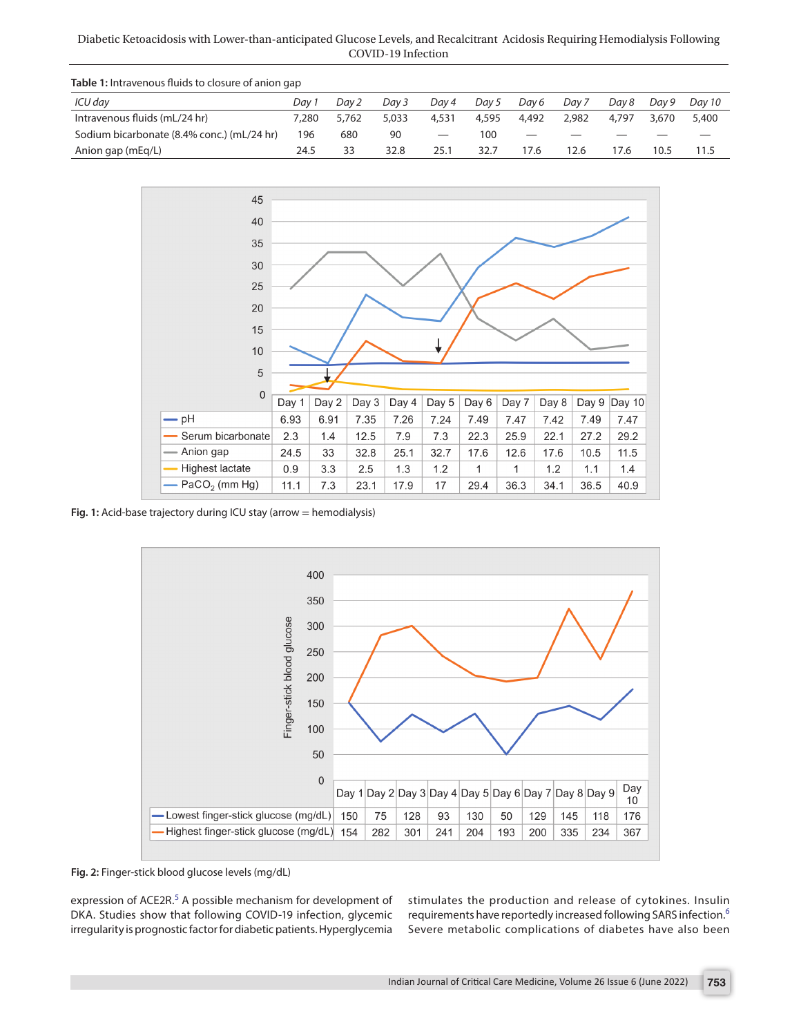**Table 1:** Intravenous fluids to closure of anion gap

| *ICU day* | *Day 1* | *Day 2* | *Day 3* | *Day 4* | *Day 5* | *Day 6* | *Day 7* | *Day 8* | *Day 9* | *Day 10* |
|---|---|---|---|---|---|---|---|---|---|---|
| Intravenous fluids (mL/24 hr) | 7,280 | 5,762 | 5,033 | 4,531 | 4,595 | 4,492 | 2,982 | 4,797 | 3,670 | 5,400 |
| Sodium bicarbonate (8.4% conc.) (mL/24 hr) | 196 | 680 | 90 | — | 100 | — | — | — | — | — |
| Anion gap (mEq/L) | 24.5 | 33 | 32.8 | 25.1 | 32.7 | 17.6 | 12.6 | 17.6 | 10.5 | 11.5 |

| | Day 1 | Day 2 | Day 3 | Day 4 | Day 5 | Day 6 | Day 7 | Day 8 | Day 9 | Day 10 |
|---|---|---|---|---|---|---|---|---|---|---|
| pH | 6.93 | 6.91 | 7.35 | 7.26 | 7.24 | 7.49 | 7.47 | 7.42 | 7.49 | 7.47 |
| Serum bicarbonate | 2.3 | 1.4 | 12.5 | 7.9 | 7.3 | 22.3 | 25.9 | 22.1 | 27.2 | 29.2 |
| Anion gap | 24.5 | 33 | 32.8 | 25.1 | 32.7 | 17.6 | 12.6 | 17.6 | 10.5 | 11.5 |
| Highest lactate | 0.9 | 3.3 | 2.5 | 1.3 | 1.2 | 1 | 1 | 1.2 | 1.1 | 1.4 |
| $PaCO_2$ (mm Hg) | 11.1 | 7.3 | 23.1 | 17.9 | 17 | 29.4 | 36.3 | 34.1 | 36.5 | 40.9 |

**Fig. 1:** Acid-base trajectory during ICU stay (arrow = hemodialysis)

| | Day 1 | Day 2 | Day 3 | Day 4 | Day 5 | Day 6 | Day 7 | Day 8 | Day 9 | Day 10 |
|---|---|---|---|---|---|---|---|---|---|---|
| Lowest finger-stick glucose (mg/dL) | 150 | 75 | 128 | 93 | 130 | 50 | 129 | 145 | 118 | 176 |
| Highest finger-stick glucose (mg/dL) | 154 | 282 | 301 | 241 | 204 | 193 | 200 | 335 | 234 | 367 |

**Fig. 2:** Finger-stick blood glucose levels (mg/dL)

expression of ACE2R.[5] A possible mechanism for development of DKA. Studies show that following COVID-19 infection, glycemic irregularity is prognostic factor for diabetic patients. Hyperglycemia stimulates the production and release of cytokines. Insulin requirements have reportedly increased following SARS infection.[6] Severe metabolic complications of diabetes have also been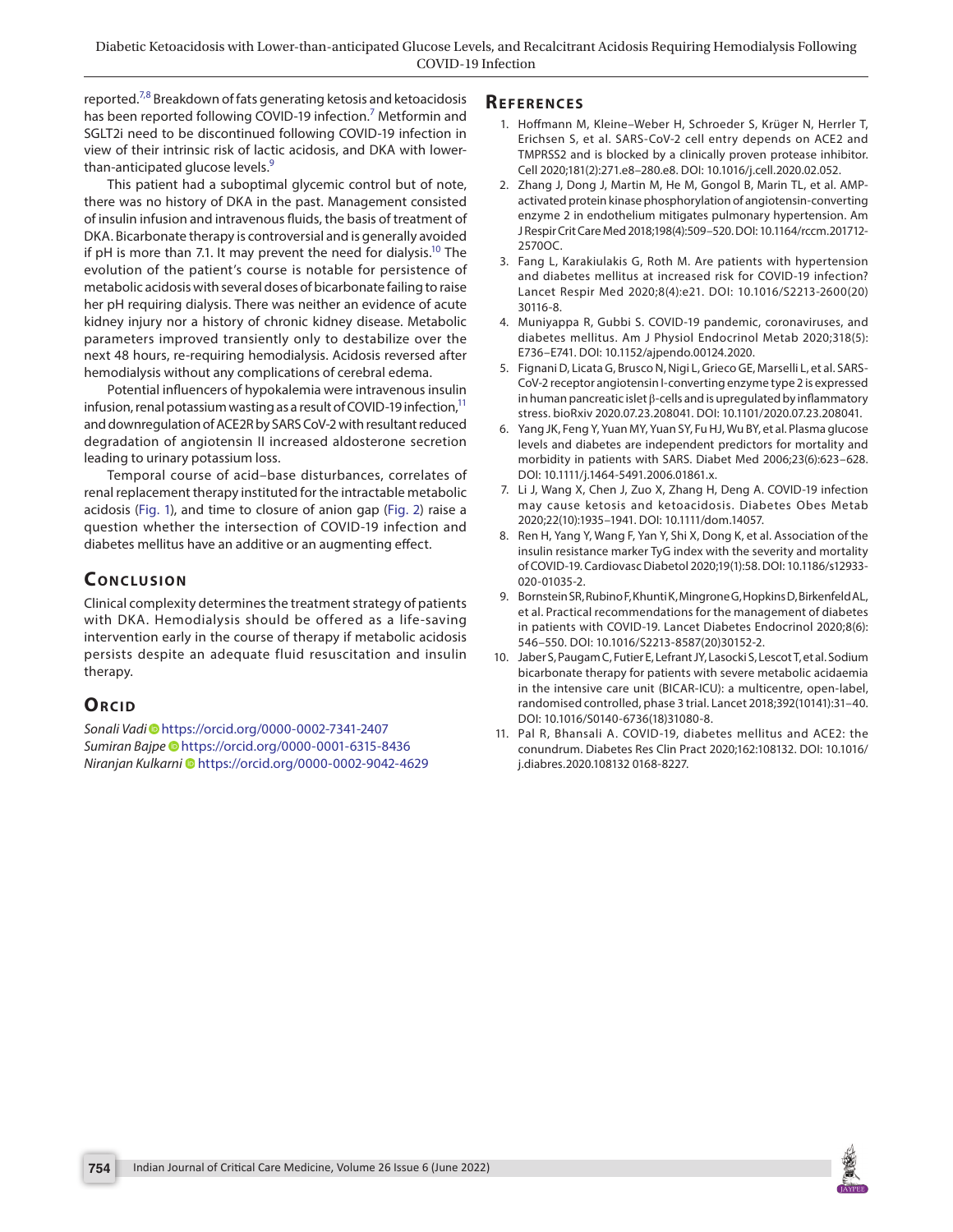reported.[7,8] Breakdown of fats generating ketosis and ketoacidosis has been reported following COVID-19 infection.[7] Metformin and SGLT2i need to be discontinued following COVID-19 infection in view of their intrinsic risk of lactic acidosis, and DKA with lower-than-anticipated glucose levels.[9]

This patient had a suboptimal glycemic control but of note, there was no history of DKA in the past. Management consisted of insulin infusion and intravenous fluids, the basis of treatment of DKA. Bicarbonate therapy is controversial and is generally avoided if pH is more than 7.1. It may prevent the need for dialysis.[10] The evolution of the patient's course is notable for persistence of metabolic acidosis with several doses of bicarbonate failing to raise her pH requiring dialysis. There was neither an evidence of acute kidney injury nor a history of chronic kidney disease. Metabolic parameters improved transiently only to destabilize over the next 48 hours, re-requiring hemodialysis. Acidosis reversed after hemodialysis without any complications of cerebral edema.

Potential influencers of hypokalemia were intravenous insulin infusion, renal potassium wasting as a result of COVID-19 infection,[11] and downregulation of ACE2R by SARS CoV-2 with resultant reduced degradation of angiotensin II increased aldosterone secretion leading to urinary potassium loss.

Temporal course of acid–base disturbances, correlates of renal replacement therapy instituted for the intractable metabolic acidosis (Fig. 1), and time to closure of anion gap (Fig. 2) raise a question whether the intersection of COVID-19 infection and diabetes mellitus have an additive or an augmenting effect.

## Conclusion

Clinical complexity determines the treatment strategy of patients with DKA. Hemodialysis should be offered as a life-saving intervention early in the course of therapy if metabolic acidosis persists despite an adequate fluid resuscitation and insulin therapy.

## Orcid

*Sonali Vadi* https://orcid.org/0000-0002-7341-2407
*Sumiran Bajpe* https://orcid.org/0000-0001-6315-8436
*Niranjan Kulkarni* https://orcid.org/0000-0002-9042-4629

## References

1. Hoffmann M, Kleine–Weber H, Schroeder S, Krüger N, Herrler T, Erichsen S, et al. SARS-CoV-2 cell entry depends on ACE2 and TMPRSS2 and is blocked by a clinically proven protease inhibitor. Cell 2020;181(2):271.e8–280.e8. DOI: 10.1016/j.cell.2020.02.052.
2. Zhang J, Dong J, Martin M, He M, Gongol B, Marin TL, et al. AMP-activated protein kinase phosphorylation of angiotensin-converting enzyme 2 in endothelium mitigates pulmonary hypertension. Am J Respir Crit Care Med 2018;198(4):509–520. DOI: 10.1164/rccm.201712-2570OC.
3. Fang L, Karakiulakis G, Roth M. Are patients with hypertension and diabetes mellitus at increased risk for COVID-19 infection? Lancet Respir Med 2020;8(4):e21. DOI: 10.1016/S2213-2600(20) 30116-8.
4. Muniyappa R, Gubbi S. COVID-19 pandemic, coronaviruses, and diabetes mellitus. Am J Physiol Endocrinol Metab 2020;318(5): E736–E741. DOI: 10.1152/ajpendo.00124.2020.
5. Fignani D, Licata G, Brusco N, Nigi L, Grieco GE, Marselli L, et al. SARS-CoV-2 receptor angiotensin I-converting enzyme type 2 is expressed in human pancreatic islet β-cells and is upregulated by inflammatory stress. bioRxiv 2020.07.23.208041. DOI: 10.1101/2020.07.23.208041.
6. Yang JK, Feng Y, Yuan MY, Yuan SY, Fu HJ, Wu BY, et al. Plasma glucose levels and diabetes are independent predictors for mortality and morbidity in patients with SARS. Diabet Med 2006;23(6):623–628. DOI: 10.1111/j.1464-5491.2006.01861.x.
7. Li J, Wang X, Chen J, Zuo X, Zhang H, Deng A. COVID-19 infection may cause ketosis and ketoacidosis. Diabetes Obes Metab 2020;22(10):1935–1941. DOI: 10.1111/dom.14057.
8. Ren H, Yang Y, Wang F, Yan Y, Shi X, Dong K, et al. Association of the insulin resistance marker TyG index with the severity and mortality of COVID-19. Cardiovasc Diabetol 2020;19(1):58. DOI: 10.1186/s12933-020-01035-2.
9. Bornstein SR, Rubino F, Khunti K, Mingrone G, Hopkins D, Birkenfeld AL, et al. Practical recommendations for the management of diabetes in patients with COVID-19. Lancet Diabetes Endocrinol 2020;8(6): 546–550. DOI: 10.1016/S2213-8587(20)30152-2.
10. Jaber S, Paugam C, Futier E, Lefrant JY, Lasocki S, Lescot T, et al. Sodium bicarbonate therapy for patients with severe metabolic acidaemia in the intensive care unit (BICAR-ICU): a multicentre, open-label, randomised controlled, phase 3 trial. Lancet 2018;392(10141):31–40. DOI: 10.1016/S0140-6736(18)31080-8.
11. Pal R, Bhansali A. COVID-19, diabetes mellitus and ACE2: the conundrum. Diabetes Res Clin Pract 2020;162:108132. DOI: 10.1016/ j.diabres.2020.108132 0168-8227.